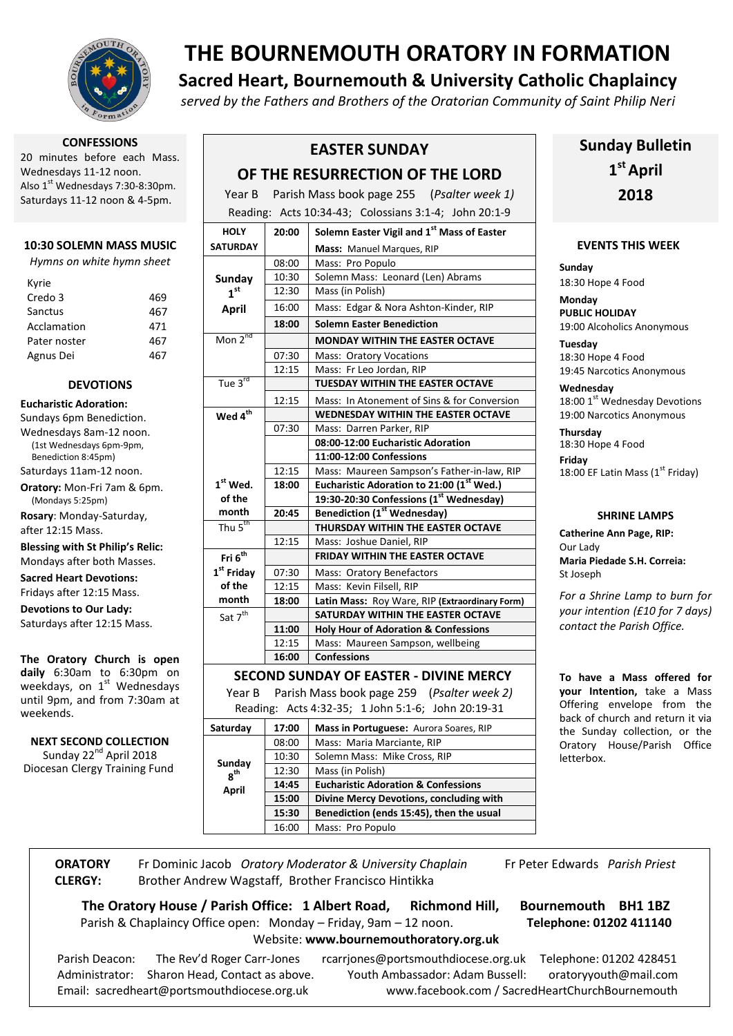# THE BOURNEMOUTH ORATORY IN FORMATION

## Sacred Heart, Bournemouth & University Catholic Chaplaincy

*served by the Fathers and Brothers of the Oratorian Community of Saint Philip Neri*

### CONFESSIONS

20 minutes before each Mass. Wednesdays 11-12 noon. Also 1st Wednesdays 7:30-8:30pm. Saturdays 11-12 noon & 4-5pm.

### 10:30 SOLEMN MASS MUSIC

*Hymns on white hymn sheet*

| | |
|---|---|
| Kyrie | |
| Credo 3 | 469 |
| Sanctus | 467 |
| Acclamation | 471 |
| Pater noster | 467 |
| Agnus Dei | 467 |

### DEVOTIONS

**Eucharistic Adoration:** Sundays 6pm Benediction. Wednesdays 9am-12 noon. (1st Wednesdays 6pm-9pm, Benediction 8:45pm) Saturdays 11am-12 noon.

**Oratory:** Mon-Fri 7am & 6pm. (Mondays 5:25pm)

**Rosary**: Monday-Saturday, after 12:15 Mass.

**Blessing with St Philip's Relic:** Mondays after both Masses.

**Sacred Heart Devotions:** Fridays after 12:15 Mass.

**Devotions to Our Lady:** Saturdays after 12:15 Mass.

**The Oratory Church is open daily** 6:30am to 6:30pm on weekdays, on 1st Wednesdays until 9pm, and from 7:30am at weekends.

**NEXT SECOND COLLECTION**
Sunday 22nd April 2018
Diocesan Clergy Training Fund

## EASTER SUNDAY

## OF THE RESURRECTION OF THE LORD

Year B Parish Mass book page 255 (*Psalter week 1)*

Reading: Acts 10:34-43; Colossians 3:1-4; John 20:1-9

| Day | Time | |
|---|---|---|
| **HOLY SATURDAY** | **20:00** | **Solemn Easter Vigil and 1st Mass of Easter** **Mass:** Manuel Marques, RIP |
| **Sunday 1st April** | 08:00 | Mass: Pro Populo |
| | 10:30 | Solemn Mass: Leonard (Len) Abrams |
| | 12:30 | Mass (in Polish) |
| | 16:00 | Mass: Edgar & Nora Ashton-Kinder, RIP |
| | **18:00** | **Solemn Easter Benediction** |
| Mon 2nd | | **MONDAY WITHIN THE EASTER OCTAVE** |
| | 07:30 | Mass: Oratory Vocations |
| | 12:15 | Mass: Fr Leo Jordan, RIP |
| Tue 3rd | | **TUESDAY WITHIN THE EASTER OCTAVE** |
| | 12:15 | Mass: In Atonement of Sins & for Conversion |
| **Wed 4th** | | **WEDNESDAY WITHIN THE EASTER OCTAVE** |
| | 07:30 | Mass: Darren Parker, RIP |
| | | **08:00-12:00 Eucharistic Adoration** |
| | | **11:00-12:00 Confessions** |
| | 12:15 | Mass: Maureen Sampson's Father-in-law, RIP |
| **1st Wed. of the month** | **18:00** | **Eucharistic Adoration to 21:00 (1st Wed.)** |
| | | **19:30-20:30 Confessions (1st Wednesday)** |
| | **20:45** | **Benediction (1st Wednesday)** |
| Thu 5th | | **THURSDAY WITHIN THE EASTER OCTAVE** |
| | 12:15 | Mass: Joshue Daniel, RIP |
| **Fri 6th 1st Friday of the month** | | **FRIDAY WITHIN THE EASTER OCTAVE** |
| | 07:30 | Mass: Oratory Benefactors |
| | 12:15 | Mass: Kevin Filsell, RIP |
| | **18:00** | **Latin Mass:** Roy Ware, RIP **(Extraordinary Form)** |
| Sat 7th | | **SATURDAY WITHIN THE EASTER OCTAVE** |
| | **11:00** | **Holy Hour of Adoration & Confessions** |
| | 12:15 | Mass: Maureen Sampson, wellbeing |
| | **16:00** | **Confessions** |

### SECOND SUNDAY OF EASTER - DIVINE MERCY

Year B Parish Mass book page 259 (*Psalter week 2)*

Reading: Acts 4:32-35; 1 John 5:1-6; John 20:19-31

| Day | Time | |
|---|---|---|
| Saturday | **17:00** | **Mass in Portuguese:** Aurora Soares, RIP |
| **Sunday 8th April** | 08:00 | Mass: Maria Marciante, RIP |
| | 10:30 | Solemn Mass: Mike Cross, RIP |
| | 12:30 | Mass (in Polish) |
| | **14:45** | **Eucharistic Adoration & Confessions** |
| | **15:00** | **Divine Mercy Devotions, concluding with** |
| | **15:30** | **Benediction (ends 15:45), then the usual** |
| | 16:00 | Mass: Pro Populo |

## Sunday Bulletin 1st April 2018

### EVENTS THIS WEEK

**Sunday**
18:30 Hope 4 Food

**Monday**
**PUBLIC HOLIDAY**
19:00 Alcoholics Anonymous

**Tuesday**
18:30 Hope 4 Food
19:45 Narcotics Anonymous

**Wednesday**
18:00 1st Wednesday Devotions
19:00 Narcotics Anonymous

**Thursday**
18:30 Hope 4 Food

**Friday**
18:00 EF Latin Mass (1st Friday)

### SHRINE LAMPS

**Catherine Ann Page, RIP:** Our Lady

**Maria Piedade S.H. Correia:** St Joseph

*For a Shrine Lamp to burn for your intention (£10 for 7 days) contact the Parish Office.*

**To have a Mass offered for your Intention,** take a Mass Offering envelope from the back of church and return it via the Sunday collection, or the Oratory House/Parish Office letterbox.

---

**ORATORY CLERGY:** Fr Dominic Jacob *Oratory Moderator & University Chaplain* Fr Peter Edwards *Parish Priest*
Brother Andrew Wagstaff, Brother Francisco Hintikka

**The Oratory House / Parish Office: 1 Albert Road, Richmond Hill, Bournemouth BH1 1BZ**
Parish & Chaplaincy Office open: Monday – Friday, 9am – 12 noon. **Telephone: 01202 411140**
Website: **www.bournemouthoratory.org.uk**

Parish Deacon: The Rev'd Roger Carr-Jones rcarrjones@portsmouthdiocese.org.uk Telephone: 01202 428451
Administrator: Sharon Head, Contact as above. Youth Ambassador: Adam Bussell: oratoryyouth@mail.com
Email: sacredheart@portsmouthdiocese.org.uk www.facebook.com / SacredHeartChurchBournemouth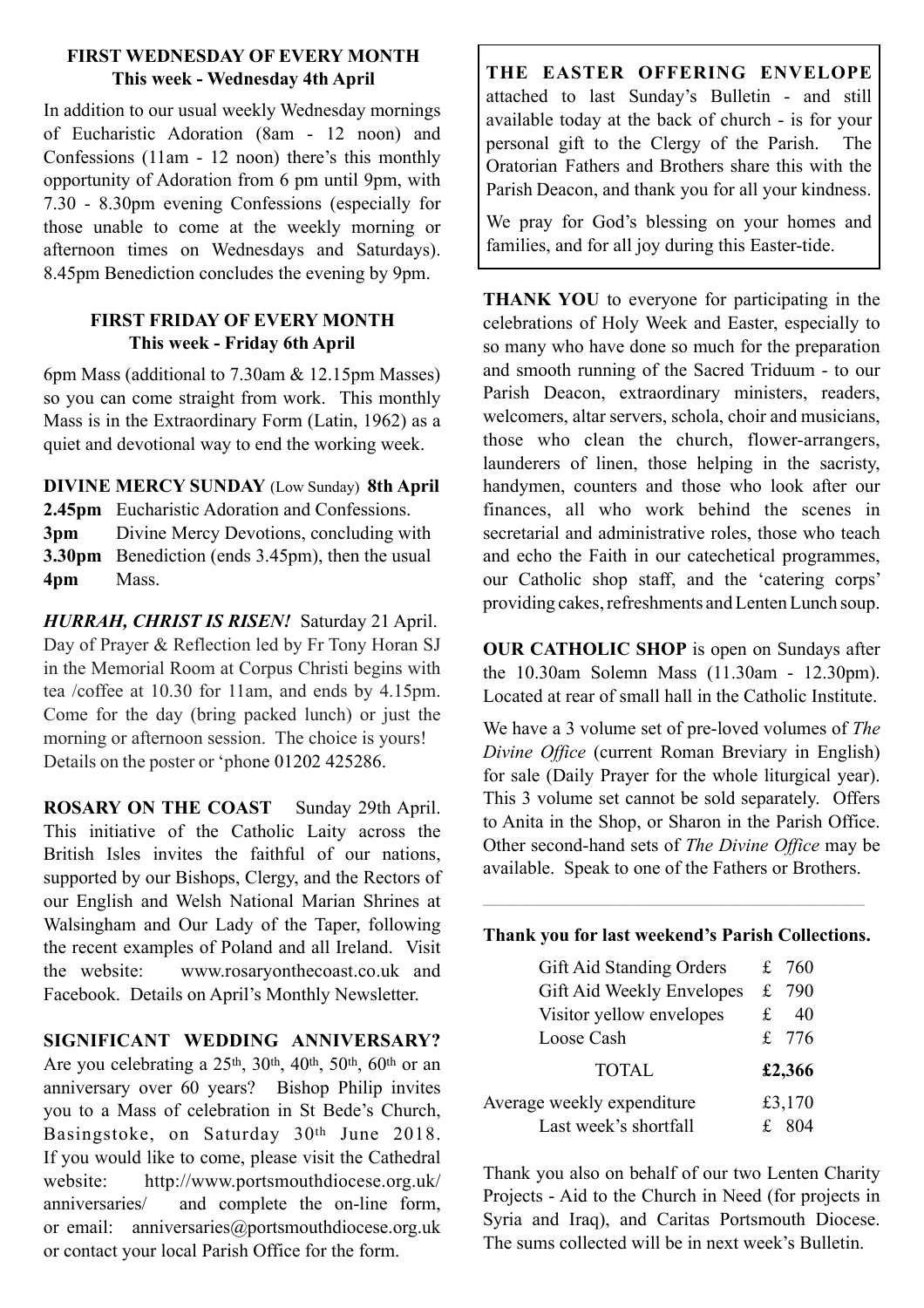**FIRST WEDNESDAY OF EVERY MONTH**
**This week - Wednesday 4th April**

In addition to our usual weekly Wednesday mornings of Eucharistic Adoration (8am - 12 noon) and Confessions (11am - 12 noon) there's this monthly opportunity of Adoration from 6 pm until 9pm, with 7.30 - 8.30pm evening Confessions (especially for those unable to come at the weekly morning or afternoon times on Wednesdays and Saturdays). 8.45pm Benediction concludes the evening by 9pm.

**FIRST FRIDAY OF EVERY MONTH**
**This week - Friday 6th April**

6pm Mass (additional to 7.30am & 12.15pm Masses) so you can come straight from work. This monthly Mass is in the Extraordinary Form (Latin, 1962) as a quiet and devotional way to end the working week.

**DIVINE MERCY SUNDAY** (Low Sunday) **8th April**

**2.45pm** Eucharistic Adoration and Confessions.
**3pm** Divine Mercy Devotions, concluding with
**3.30pm** Benediction (ends 3.45pm), then the usual
**4pm** Mass.

***HURRAH, CHRIST IS RISEN!*** Saturday 21 April. Day of Prayer & Reflection led by Fr Tony Horan SJ in the Memorial Room at Corpus Christi begins with tea /coffee at 10.30 for 11am, and ends by 4.15pm. Come for the day (bring packed lunch) or just the morning or afternoon session. The choice is yours! Details on the poster or 'phone 01202 425286.

**ROSARY ON THE COAST** Sunday 29th April. This initiative of the Catholic Laity across the British Isles invites the faithful of our nations, supported by our Bishops, Clergy, and the Rectors of our English and Welsh National Marian Shrines at Walsingham and Our Lady of the Taper, following the recent examples of Poland and all Ireland. Visit the website: www.rosaryonthecoast.co.uk and Facebook. Details on April's Monthly Newsletter.

**SIGNIFICANT WEDDING ANNIVERSARY?** Are you celebrating a 25th, 30th, 40th, 50th, 60th or an anniversary over 60 years? Bishop Philip invites you to a Mass of celebration in St Bede's Church, Basingstoke, on Saturday 30th June 2018. If you would like to come, please visit the Cathedral website: http://www.portsmouthdiocese.org.uk/anniversaries/ and complete the on-line form, or email: anniversaries@portsmouthdiocese.org.uk or contact your local Parish Office for the form.

**THE EASTER OFFERING ENVELOPE** attached to last Sunday's Bulletin - and still available today at the back of church - is for your personal gift to the Clergy of the Parish. The Oratorian Fathers and Brothers share this with the Parish Deacon, and thank you for all your kindness.

We pray for God's blessing on your homes and families, and for all joy during this Easter-tide.

**THANK YOU** to everyone for participating in the celebrations of Holy Week and Easter, especially to so many who have done so much for the preparation and smooth running of the Sacred Triduum - to our Parish Deacon, extraordinary ministers, readers, welcomers, altar servers, schola, choir and musicians, those who clean the church, flower-arrangers, launderers of linen, those helping in the sacristy, handymen, counters and those who look after our finances, all who work behind the scenes in secretarial and administrative roles, those who teach and echo the Faith in our catechetical programmes, our Catholic shop staff, and the 'catering corps' providing cakes, refreshments and Lenten Lunch soup.

**OUR CATHOLIC SHOP** is open on Sundays after the 10.30am Solemn Mass (11.30am - 12.30pm). Located at rear of small hall in the Catholic Institute.

We have a 3 volume set of pre-loved volumes of *The Divine Office* (current Roman Breviary in English) for sale (Daily Prayer for the whole liturgical year). This 3 volume set cannot be sold separately. Offers to Anita in the Shop, or Sharon in the Parish Office. Other second-hand sets of *The Divine Office* may be available. Speak to one of the Fathers or Brothers.

---

**Thank you for last weekend's Parish Collections.**

| | |
|---|---|
| Gift Aid Standing Orders | £ 760 |
| Gift Aid Weekly Envelopes | £ 790 |
| Visitor yellow envelopes | £ 40 |
| Loose Cash | £ 776 |
| TOTAL | **£2,366** |
| Average weekly expenditure | £3,170 |
| Last week's shortfall | £ 804 |

Thank you also on behalf of our two Lenten Charity Projects - Aid to the Church in Need (for projects in Syria and Iraq), and Caritas Portsmouth Diocese. The sums collected will be in next week's Bulletin.